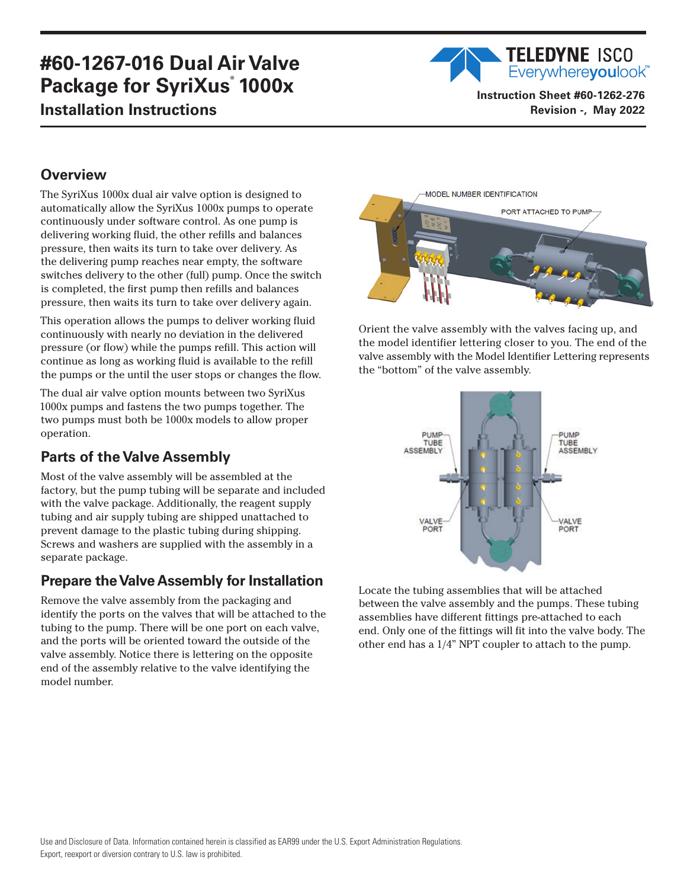# #60-1267-016 Dual Air Valve Package for SyriXus® 1000x

## Installation Instructions

**Instruction Sheet #60-1262-276**
**Revision -, May 2022**

## Overview

The SyriXus 1000x dual air valve option is designed to automatically allow the SyriXus 1000x pumps to operate continuously under software control. As one pump is delivering working fluid, the other refills and balances pressure, then waits its turn to take over delivery. As the delivering pump reaches near empty, the software switches delivery to the other (full) pump. Once the switch is completed, the first pump then refills and balances pressure, then waits its turn to take over delivery again.

This operation allows the pumps to deliver working fluid continuously with nearly no deviation in the delivered pressure (or flow) while the pumps refill. This action will continue as long as working fluid is available to the refill the pumps or the until the user stops or changes the flow.

The dual air valve option mounts between two SyriXus 1000x pumps and fastens the two pumps together. The two pumps must both be 1000x models to allow proper operation.

## Parts of the Valve Assembly

Most of the valve assembly will be assembled at the factory, but the pump tubing will be separate and included with the valve package. Additionally, the reagent supply tubing and air supply tubing are shipped unattached to prevent damage to the plastic tubing during shipping. Screws and washers are supplied with the assembly in a separate package.

## Prepare the Valve Assembly for Installation

Remove the valve assembly from the packaging and identify the ports on the valves that will be attached to the tubing to the pump. There will be one port on each valve, and the ports will be oriented toward the outside of the valve assembly. Notice there is lettering on the opposite end of the assembly relative to the valve identifying the model number.

MODEL NUMBER IDENTIFICATION

PORT ATTACHED TO PUMP

Orient the valve assembly with the valves facing up, and the model identifier lettering closer to you. The end of the valve assembly with the Model Identifier Lettering represents the "bottom" of the valve assembly.

PUMP TUBE ASSEMBLY

PUMP TUBE ASSEMBLY

VALVE PORT

VALVE PORT

Locate the tubing assemblies that will be attached between the valve assembly and the pumps. These tubing assemblies have different fittings pre-attached to each end. Only one of the fittings will fit into the valve body. The other end has a 1/4" NPT coupler to attach to the pump.

Use and Disclosure of Data. Information contained herein is classified as EAR99 under the U.S. Export Administration Regulations. Export, reexport or diversion contrary to U.S. law is prohibited.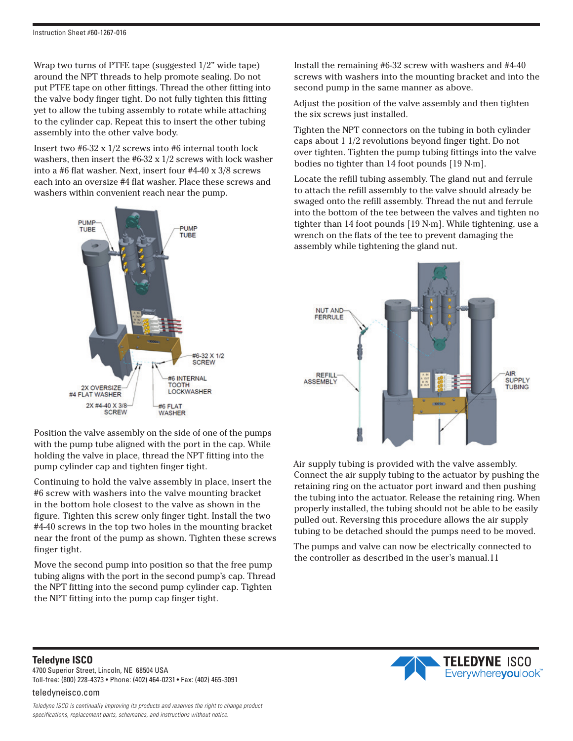Wrap two turns of PTFE tape (suggested 1/2" wide tape) around the NPT threads to help promote sealing. Do not put PTFE tape on other fittings. Thread the other fitting into the valve body finger tight. Do not fully tighten this fitting yet to allow the tubing assembly to rotate while attaching to the cylinder cap. Repeat this to insert the other tubing assembly into the other valve body.

Insert two #6-32 x 1/2 screws into #6 internal tooth lock washers, then insert the #6-32 x 1/2 screws with lock washer into a #6 flat washer. Next, insert four #4-40 x 3/8 screws each into an oversize #4 flat washer. Place these screws and washers within convenient reach near the pump.

PUMP TUBE
PUMP TUBE
#6-32 X 1/2 SCREW
#6 INTERNAL TOOTH LOCKWASHER
2X OVERSIZE #4 FLAT WASHER
2X #4-40 X 3/8 SCREW
#6 FLAT WASHER

Position the valve assembly on the side of one of the pumps with the pump tube aligned with the port in the cap. While holding the valve in place, thread the NPT fitting into the pump cylinder cap and tighten finger tight.

Continuing to hold the valve assembly in place, insert the #6 screw with washers into the valve mounting bracket in the bottom hole closest to the valve as shown in the figure. Tighten this screw only finger tight. Install the two #4-40 screws in the top two holes in the mounting bracket near the front of the pump as shown. Tighten these screws finger tight.

Move the second pump into position so that the free pump tubing aligns with the port in the second pump's cap. Thread the NPT fitting into the second pump cylinder cap. Tighten the NPT fitting into the pump cap finger tight.

Install the remaining #6-32 screw with washers and #4-40 screws with washers into the mounting bracket and into the second pump in the same manner as above.

Adjust the position of the valve assembly and then tighten the six screws just installed.

Tighten the NPT connectors on the tubing in both cylinder caps about 1 1/2 revolutions beyond finger tight. Do not over tighten. Tighten the pump tubing fittings into the valve bodies no tighter than 14 foot pounds [19 N·m].

Locate the refill tubing assembly. The gland nut and ferrule to attach the refill assembly to the valve should already be swaged onto the refill assembly. Thread the nut and ferrule into the bottom of the tee between the valves and tighten no tighter than 14 foot pounds [19 N·m]. While tightening, use a wrench on the flats of the tee to prevent damaging the assembly while tightening the gland nut.

NUT AND FERRULE
REFILL ASSEMBLY
AIR SUPPLY TUBING

Air supply tubing is provided with the valve assembly. Connect the air supply tubing to the actuator by pushing the retaining ring on the actuator port inward and then pushing the tubing into the actuator. Release the retaining ring. When properly installed, the tubing should not be able to be easily pulled out. Reversing this procedure allows the air supply tubing to be detached should the pumps need to be moved.

The pumps and valve can now be electrically connected to the controller as described in the user's manual.11

**Teledyne ISCO**
4700 Superior Street, Lincoln, NE 68504 USA
Toll-free: (800) 228-4373 • Phone: (402) 464-0231 • Fax: (402) 465-3091
teledyneisco.com

*Teledyne ISCO is continually improving its products and reserves the right to change product specifications, replacement parts, schematics, and instructions without notice.*

TELEDYNE ISCO Everywhereyoulook™